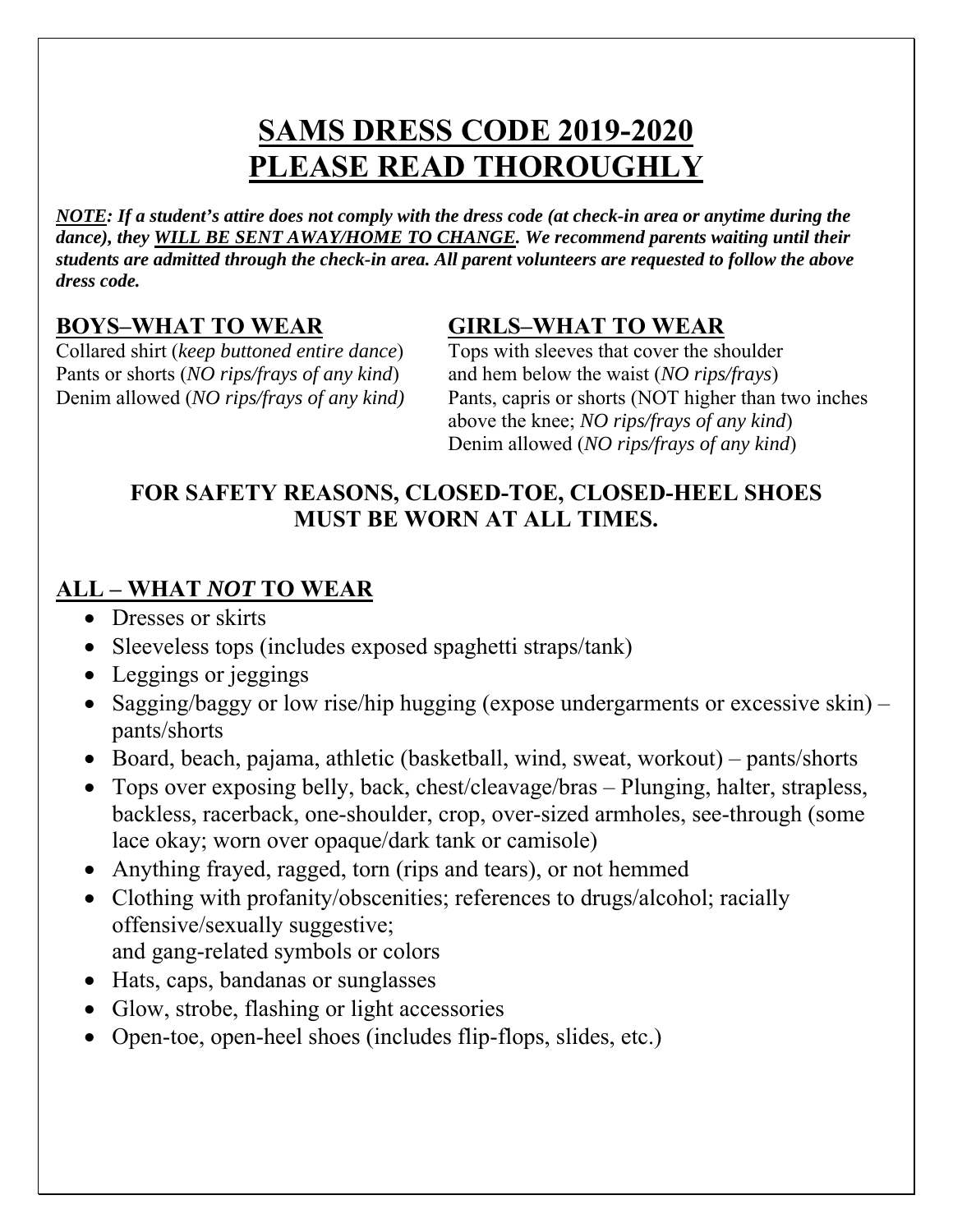# SAMS DRESS CODE 2019-2020
# PLEASE READ THOROUGHLY

***NOTE**: If a student's attire does not comply with the dress code (at check-in area or anytime during the dance), they **WILL BE SENT AWAY/HOME TO CHANGE**. We recommend parents waiting until their students are admitted through the check-in area. All parent volunteers are requested to follow the above dress code.*

## BOYS–WHAT TO WEAR

Collared shirt (*keep buttoned entire dance*)
Pants or shorts (*NO rips/frays of any kind*)
Denim allowed (*NO rips/frays of any kind)*

## GIRLS–WHAT TO WEAR

Tops with sleeves that cover the shoulder and hem below the waist (*NO rips/frays*)
Pants, capris or shorts (NOT higher than two inches above the knee; *NO rips/frays of any kind*)
Denim allowed (*NO rips/frays of any kind*)

**FOR SAFETY REASONS, CLOSED-TOE, CLOSED-HEEL SHOES MUST BE WORN AT ALL TIMES.**

## ALL – WHAT *NOT* TO WEAR

- Dresses or skirts
- Sleeveless tops (includes exposed spaghetti straps/tank)
- Leggings or jeggings
- Sagging/baggy or low rise/hip hugging (expose undergarments or excessive skin) – pants/shorts
- Board, beach, pajama, athletic (basketball, wind, sweat, workout) – pants/shorts
- Tops over exposing belly, back, chest/cleavage/bras – Plunging, halter, strapless, backless, racerback, one-shoulder, crop, over-sized armholes, see-through (some lace okay; worn over opaque/dark tank or camisole)
- Anything frayed, ragged, torn (rips and tears), or not hemmed
- Clothing with profanity/obscenities; references to drugs/alcohol; racially offensive/sexually suggestive;
  and gang-related symbols or colors
- Hats, caps, bandanas or sunglasses
- Glow, strobe, flashing or light accessories
- Open-toe, open-heel shoes (includes flip-flops, slides, etc.)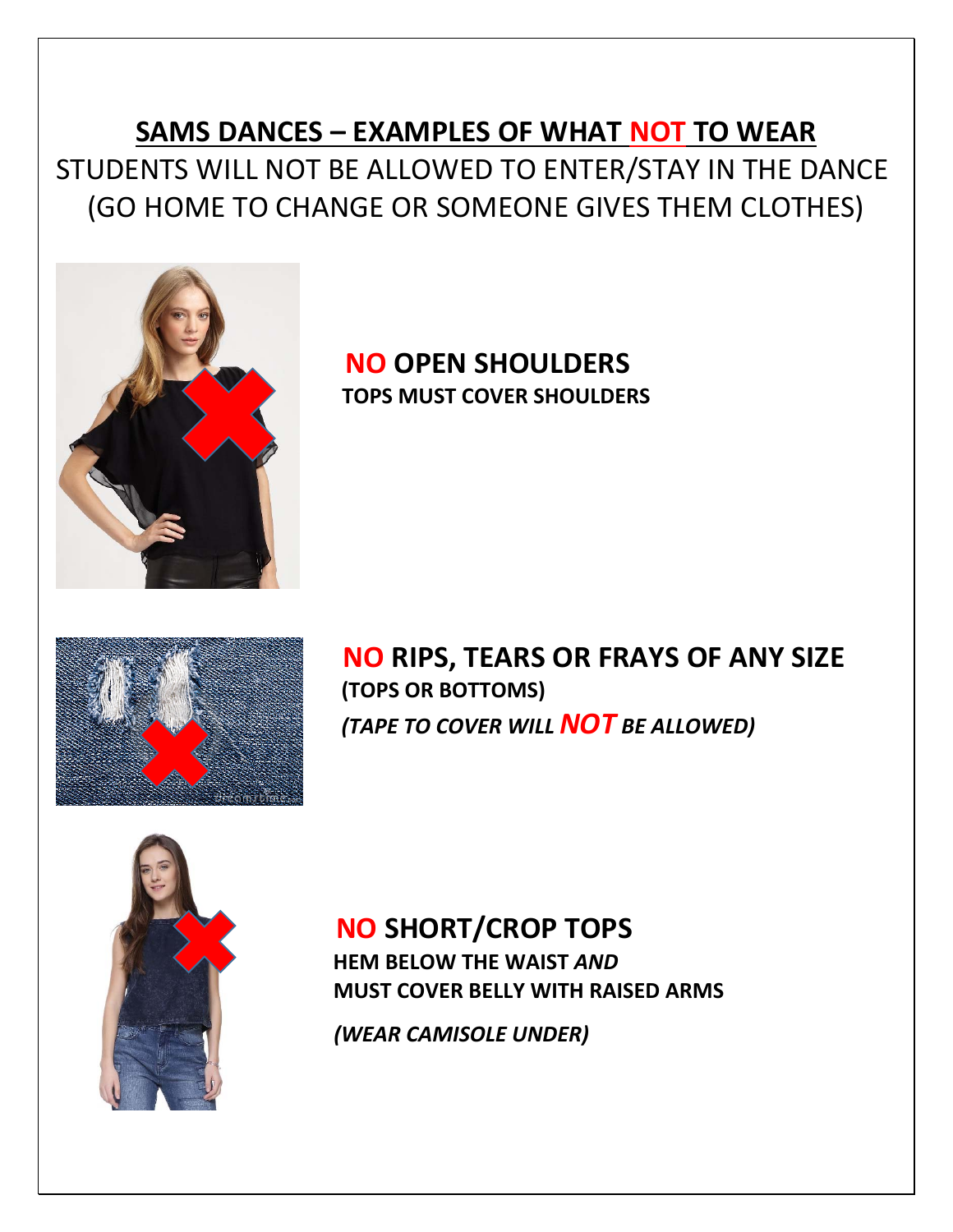## SAMS DANCES – EXAMPLES OF WHAT NOT TO WEAR

STUDENTS WILL NOT BE ALLOWED TO ENTER/STAY IN THE DANCE (GO HOME TO CHANGE OR SOMEONE GIVES THEM CLOTHES)

**NO OPEN SHOULDERS**

**TOPS MUST COVER SHOULDERS**

**NO RIPS, TEARS OR FRAYS OF ANY SIZE**

**(TOPS OR BOTTOMS)**

***(TAPE TO COVER WILL NOT BE ALLOWED)***

**NO SHORT/CROP TOPS**

**HEM BELOW THE WAIST *AND***

**MUST COVER BELLY WITH RAISED ARMS**

***(WEAR CAMISOLE UNDER)***